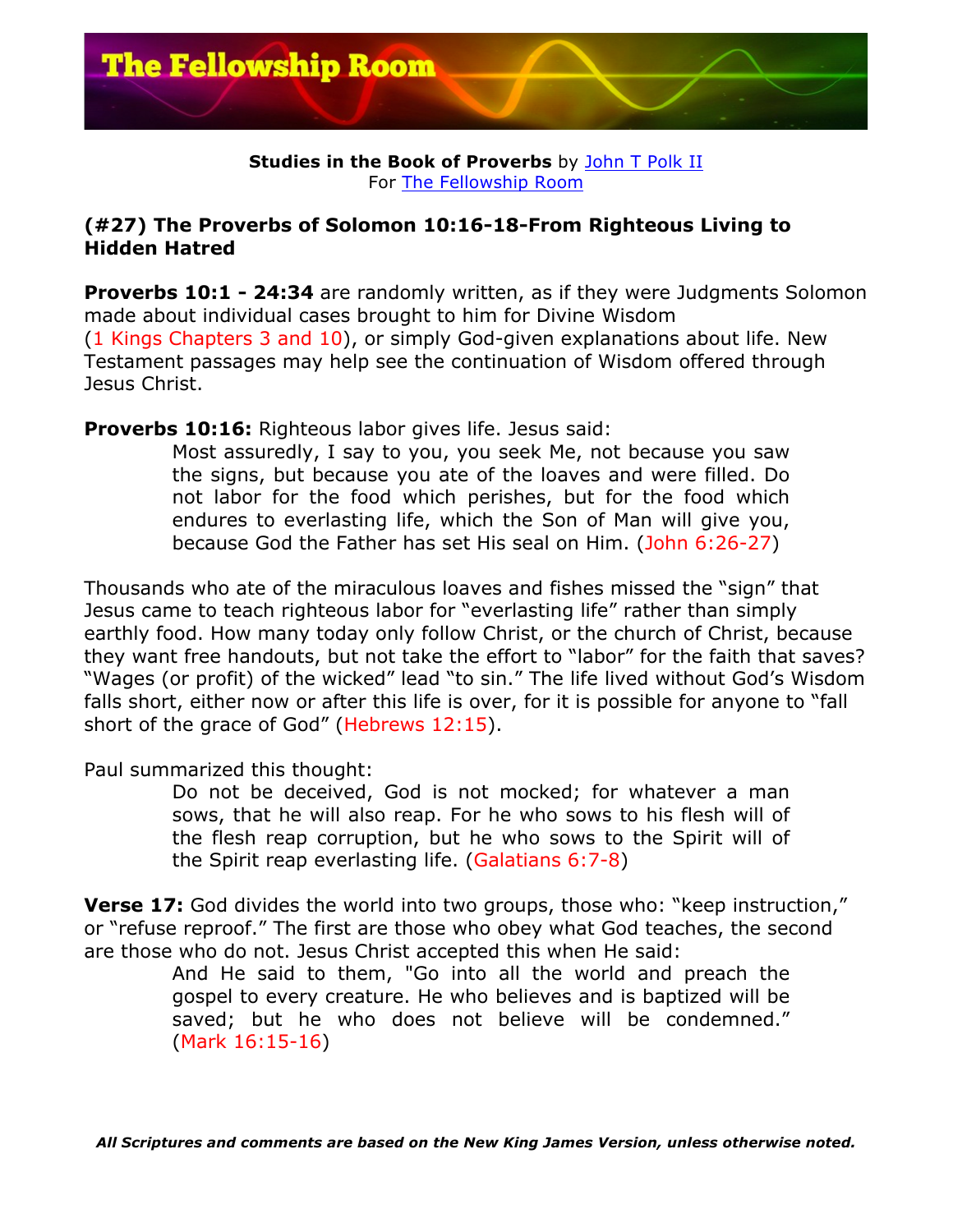**Studies in the Book of Proverbs** by John T Polk II
For The Fellowship Room

## (#27) The Proverbs of Solomon 10:16-18-From Righteous Living to Hidden Hatred

**Proverbs 10:1 - 24:34** are randomly written, as if they were Judgments Solomon made about individual cases brought to him for Divine Wisdom (1 Kings Chapters 3 and 10), or simply God-given explanations about life. New Testament passages may help see the continuation of Wisdom offered through Jesus Christ.

**Proverbs 10:16:** Righteous labor gives life. Jesus said:

> Most assuredly, I say to you, you seek Me, not because you saw the signs, but because you ate of the loaves and were filled. Do not labor for the food which perishes, but for the food which endures to everlasting life, which the Son of Man will give you, because God the Father has set His seal on Him. (John 6:26-27)

Thousands who ate of the miraculous loaves and fishes missed the "sign" that Jesus came to teach righteous labor for "everlasting life" rather than simply earthly food. How many today only follow Christ, or the church of Christ, because they want free handouts, but not take the effort to "labor" for the faith that saves? "Wages (or profit) of the wicked" lead "to sin." The life lived without God's Wisdom falls short, either now or after this life is over, for it is possible for anyone to "fall short of the grace of God" (Hebrews 12:15).

Paul summarized this thought:

> Do not be deceived, God is not mocked; for whatever a man sows, that he will also reap. For he who sows to his flesh will of the flesh reap corruption, but he who sows to the Spirit will of the Spirit reap everlasting life. (Galatians 6:7-8)

**Verse 17:** God divides the world into two groups, those who: "keep instruction," or "refuse reproof." The first are those who obey what God teaches, the second are those who do not. Jesus Christ accepted this when He said:

> And He said to them, "Go into all the world and preach the gospel to every creature. He who believes and is baptized will be saved; but he who does not believe will be condemned." (Mark 16:15-16)

***All Scriptures and comments are based on the New King James Version, unless otherwise noted.***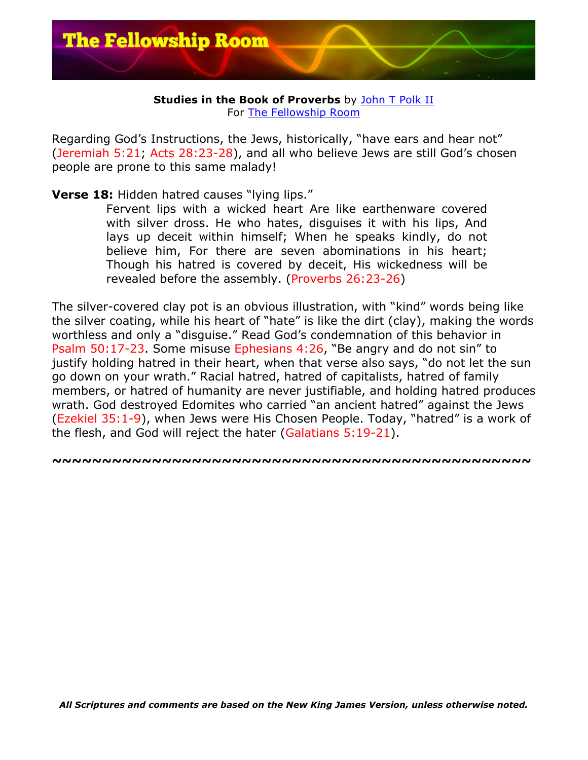**Studies in the Book of Proverbs** by John T Polk II
For The Fellowship Room

Regarding God's Instructions, the Jews, historically, "have ears and hear not" (Jeremiah 5:21; Acts 28:23-28), and all who believe Jews are still God's chosen people are prone to this same malady!

**Verse 18:** Hidden hatred causes "lying lips."

> Fervent lips with a wicked heart Are like earthenware covered with silver dross. He who hates, disguises it with his lips, And lays up deceit within himself; When he speaks kindly, do not believe him, For there are seven abominations in his heart; Though his hatred is covered by deceit, His wickedness will be revealed before the assembly. (Proverbs 26:23-26)

The silver-covered clay pot is an obvious illustration, with "kind" words being like the silver coating, while his heart of "hate" is like the dirt (clay), making the words worthless and only a "disguise." Read God's condemnation of this behavior in Psalm 50:17-23. Some misuse Ephesians 4:26, "Be angry and do not sin" to justify holding hatred in their heart, when that verse also says, "do not let the sun go down on your wrath." Racial hatred, hatred of capitalists, hatred of family members, or hatred of humanity are never justifiable, and holding hatred produces wrath. God destroyed Edomites who carried "an ancient hatred" against the Jews (Ezekiel 35:1-9), when Jews were His Chosen People. Today, "hatred" is a work of the flesh, and God will reject the hater (Galatians 5:19-21).

~~~~~~~~~~~~~~~~~~~~~~~~~~~~~~~~~~~~~~~~~~~~~~~~~~

***All Scriptures and comments are based on the New King James Version, unless otherwise noted.***